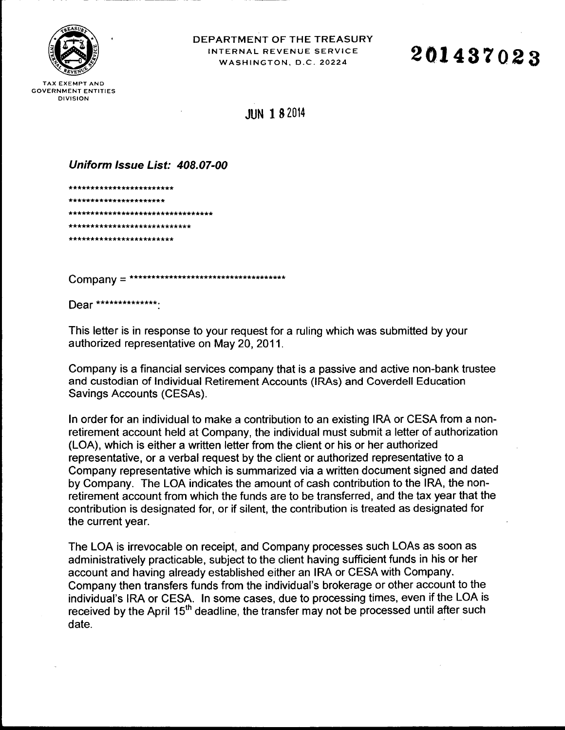DEPARTMENT OF THE TREASURY
INTERNAL REVENUE SERVICE
WASHINGTON, D.C. 20224

TAX EXEMPT AND
GOVERNMENT ENTITIES
DIVISION

**201437023**

JUN 18 2014

***Uniform Issue List: 408.07-00***

************************
**********************
**********************************
*****************************
************************

Company = ************************************

Dear **************:

This letter is in response to your request for a ruling which was submitted by your authorized representative on May 20, 2011.

Company is a financial services company that is a passive and active non-bank trustee and custodian of Individual Retirement Accounts (IRAs) and Coverdell Education Savings Accounts (CESAs).

In order for an individual to make a contribution to an existing IRA or CESA from a non-retirement account held at Company, the individual must submit a letter of authorization (LOA), which is either a written letter from the client or his or her authorized representative, or a verbal request by the client or authorized representative to a Company representative which is summarized via a written document signed and dated by Company. The LOA indicates the amount of cash contribution to the IRA, the non-retirement account from which the funds are to be transferred, and the tax year that the contribution is designated for, or if silent, the contribution is treated as designated for the current year.

The LOA is irrevocable on receipt, and Company processes such LOAs as soon as administratively practicable, subject to the client having sufficient funds in his or her account and having already established either an IRA or CESA with Company. Company then transfers funds from the individual's brokerage or other account to the individual's IRA or CESA. In some cases, due to processing times, even if the LOA is received by the April 15th deadline, the transfer may not be processed until after such date.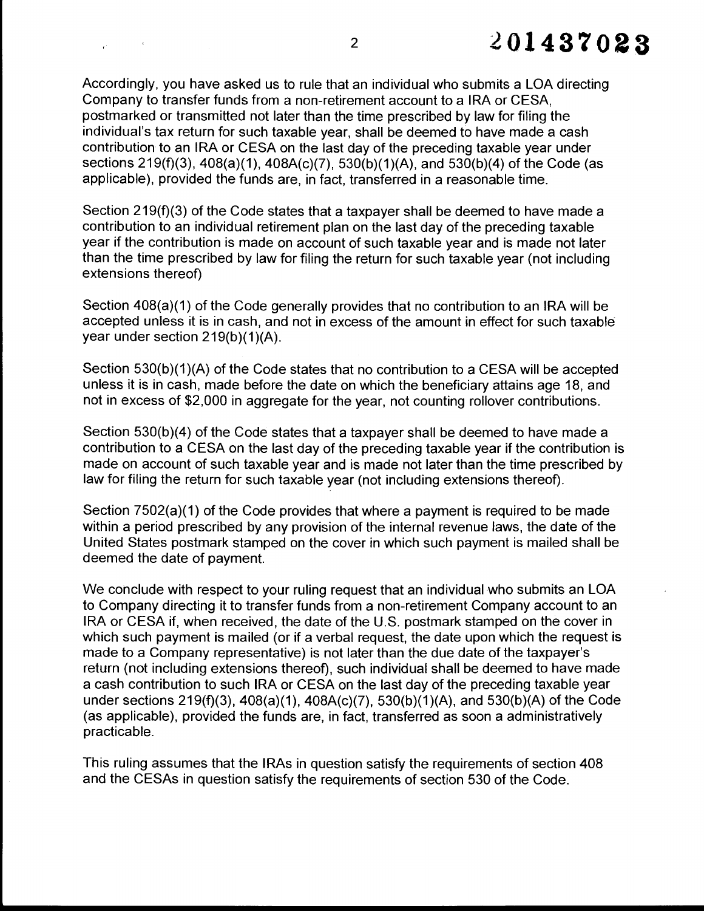Accordingly, you have asked us to rule that an individual who submits a LOA directing Company to transfer funds from a non-retirement account to a IRA or CESA, postmarked or transmitted not later than the time prescribed by law for filing the individual's tax return for such taxable year, shall be deemed to have made a cash contribution to an IRA or CESA on the last day of the preceding taxable year under sections 219(f)(3), 408(a)(1), 408A(c)(7), 530(b)(1)(A), and 530(b)(4) of the Code (as applicable), provided the funds are, in fact, transferred in a reasonable time.

Section 219(f)(3) of the Code states that a taxpayer shall be deemed to have made a contribution to an individual retirement plan on the last day of the preceding taxable year if the contribution is made on account of such taxable year and is made not later than the time prescribed by law for filing the return for such taxable year (not including extensions thereof)

Section 408(a)(1) of the Code generally provides that no contribution to an IRA will be accepted unless it is in cash, and not in excess of the amount in effect for such taxable year under section 219(b)(1)(A).

Section 530(b)(1)(A) of the Code states that no contribution to a CESA will be accepted unless it is in cash, made before the date on which the beneficiary attains age 18, and not in excess of $2,000 in aggregate for the year, not counting rollover contributions.

Section 530(b)(4) of the Code states that a taxpayer shall be deemed to have made a contribution to a CESA on the last day of the preceding taxable year if the contribution is made on account of such taxable year and is made not later than the time prescribed by law for filing the return for such taxable year (not including extensions thereof).

Section 7502(a)(1) of the Code provides that where a payment is required to be made within a period prescribed by any provision of the internal revenue laws, the date of the United States postmark stamped on the cover in which such payment is mailed shall be deemed the date of payment.

We conclude with respect to your ruling request that an individual who submits an LOA to Company directing it to transfer funds from a non-retirement Company account to an IRA or CESA if, when received, the date of the U.S. postmark stamped on the cover in which such payment is mailed (or if a verbal request, the date upon which the request is made to a Company representative) is not later than the due date of the taxpayer's return (not including extensions thereof), such individual shall be deemed to have made a cash contribution to such IRA or CESA on the last day of the preceding taxable year under sections 219(f)(3), 408(a)(1), 408A(c)(7), 530(b)(1)(A), and 530(b)(A) of the Code (as applicable), provided the funds are, in fact, transferred as soon a administratively practicable.

This ruling assumes that the IRAs in question satisfy the requirements of section 408 and the CESAs in question satisfy the requirements of section 530 of the Code.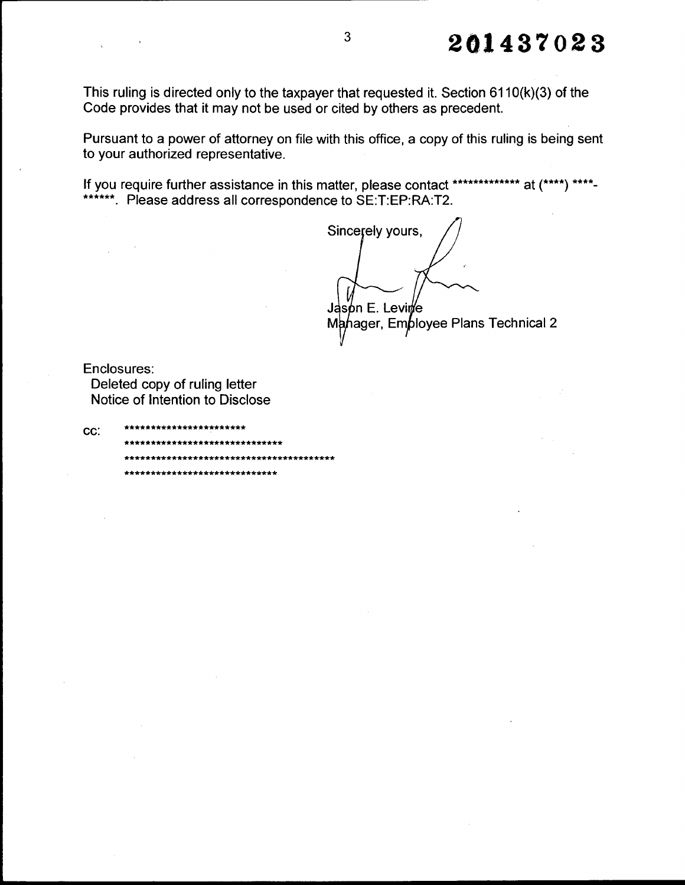This ruling is directed only to the taxpayer that requested it. Section 6110(k)(3) of the Code provides that it may not be used or cited by others as precedent.

Pursuant to a power of attorney on file with this office, a copy of this ruling is being sent to your authorized representative.

If you require further assistance in this matter, please contact ************** at (****) ****-******. Please address all correspondence to SE:T:EP:RA:T2.

Sincerely yours,

Jason E. Levine
Manager, Employee Plans Technical 2

Enclosures:
Deleted copy of ruling letter
Notice of Intention to Disclose

cc: ************************
*******************************
******************************************
*******************************